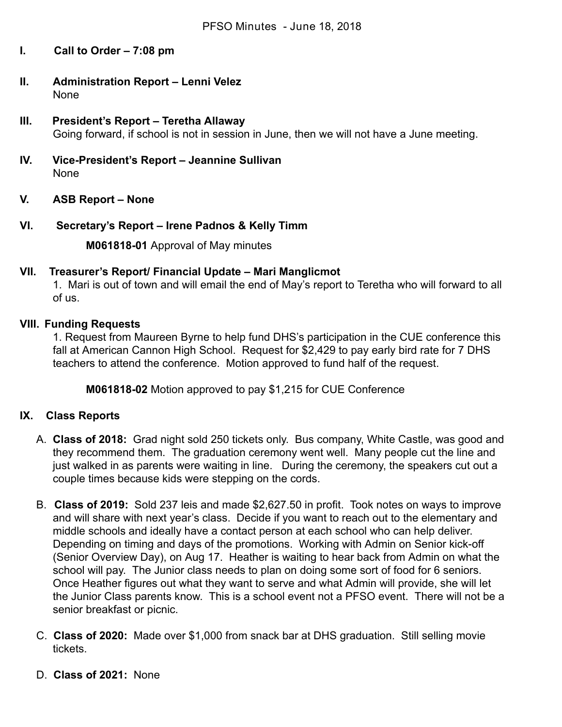# PFSO Minutes - June 18, 2018

## I. Call to Order – 7:08 pm

## II. Administration Report – Lenni Velez

None

## III. President's Report – Teretha Allaway

Going forward, if school is not in session in June, then we will not have a June meeting.

## IV. Vice-President's Report – Jeannine Sullivan

None

## V. ASB Report – None

## VI. Secretary's Report – Irene Padnos & Kelly Timm

**M061818-01** Approval of May minutes

## VII. Treasurer's Report/ Financial Update – Mari Manglicmot

1. Mari is out of town and will email the end of May's report to Teretha who will forward to all of us.

## VIII. Funding Requests

1. Request from Maureen Byrne to help fund DHS's participation in the CUE conference this fall at American Cannon High School. Request for $2,429 to pay early bird rate for 7 DHS teachers to attend the conference. Motion approved to fund half of the request.

**M061818-02** Motion approved to pay $1,215 for CUE Conference

## IX. Class Reports

A. **Class of 2018:** Grad night sold 250 tickets only. Bus company, White Castle, was good and they recommend them. The graduation ceremony went well. Many people cut the line and just walked in as parents were waiting in line. During the ceremony, the speakers cut out a couple times because kids were stepping on the cords.

B. **Class of 2019:** Sold 237 leis and made $2,627.50 in profit. Took notes on ways to improve and will share with next year's class. Decide if you want to reach out to the elementary and middle schools and ideally have a contact person at each school who can help deliver. Depending on timing and days of the promotions. Working with Admin on Senior kick-off (Senior Overview Day), on Aug 17. Heather is waiting to hear back from Admin on what the school will pay. The Junior class needs to plan on doing some sort of food for 6 seniors. Once Heather figures out what they want to serve and what Admin will provide, she will let the Junior Class parents know. This is a school event not a PFSO event. There will not be a senior breakfast or picnic.

C. **Class of 2020:** Made over $1,000 from snack bar at DHS graduation. Still selling movie tickets.

D. **Class of 2021:** None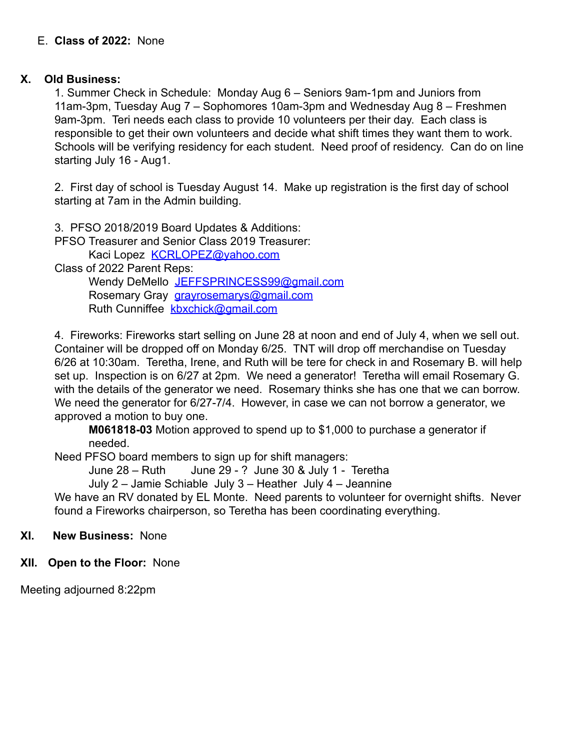E. **Class of 2022:** None

## X. Old Business:

1. Summer Check in Schedule: Monday Aug 6 – Seniors 9am-1pm and Juniors from 11am-3pm, Tuesday Aug 7 – Sophomores 10am-3pm and Wednesday Aug 8 – Freshmen 9am-3pm. Teri needs each class to provide 10 volunteers per their day. Each class is responsible to get their own volunteers and decide what shift times they want them to work. Schools will be verifying residency for each student. Need proof of residency. Can do on line starting July 16 - Aug1.

2. First day of school is Tuesday August 14. Make up registration is the first day of school starting at 7am in the Admin building.

3. PFSO 2018/2019 Board Updates & Additions:
PFSO Treasurer and Senior Class 2019 Treasurer:
    Kaci Lopez KCRLOPEZ@yahoo.com
Class of 2022 Parent Reps:
    Wendy DeMello JEFFSPRINCESS99@gmail.com
    Rosemary Gray grayrosemarys@gmail.com
    Ruth Cunniffee kbxchick@gmail.com

4. Fireworks: Fireworks start selling on June 28 at noon and end of July 4, when we sell out. Container will be dropped off on Monday 6/25. TNT will drop off merchandise on Tuesday 6/26 at 10:30am. Teretha, Irene, and Ruth will be tere for check in and Rosemary B. will help set up. Inspection is on 6/27 at 2pm. We need a generator! Teretha will email Rosemary G. with the details of the generator we need. Rosemary thinks she has one that we can borrow. We need the generator for 6/27-7/4. However, in case we can not borrow a generator, we approved a motion to buy one.
    **M061818-03** Motion approved to spend up to $1,000 to purchase a generator if needed.
Need PFSO board members to sign up for shift managers:
    June 28 – Ruth    June 29 - ?  June 30 & July 1 - Teretha
    July 2 – Jamie Schiable  July 3 – Heather  July 4 – Jeannine
We have an RV donated by EL Monte. Need parents to volunteer for overnight shifts. Never found a Fireworks chairperson, so Teretha has been coordinating everything.

## XI. New Business: None

## XII. Open to the Floor: None

Meeting adjourned 8:22pm